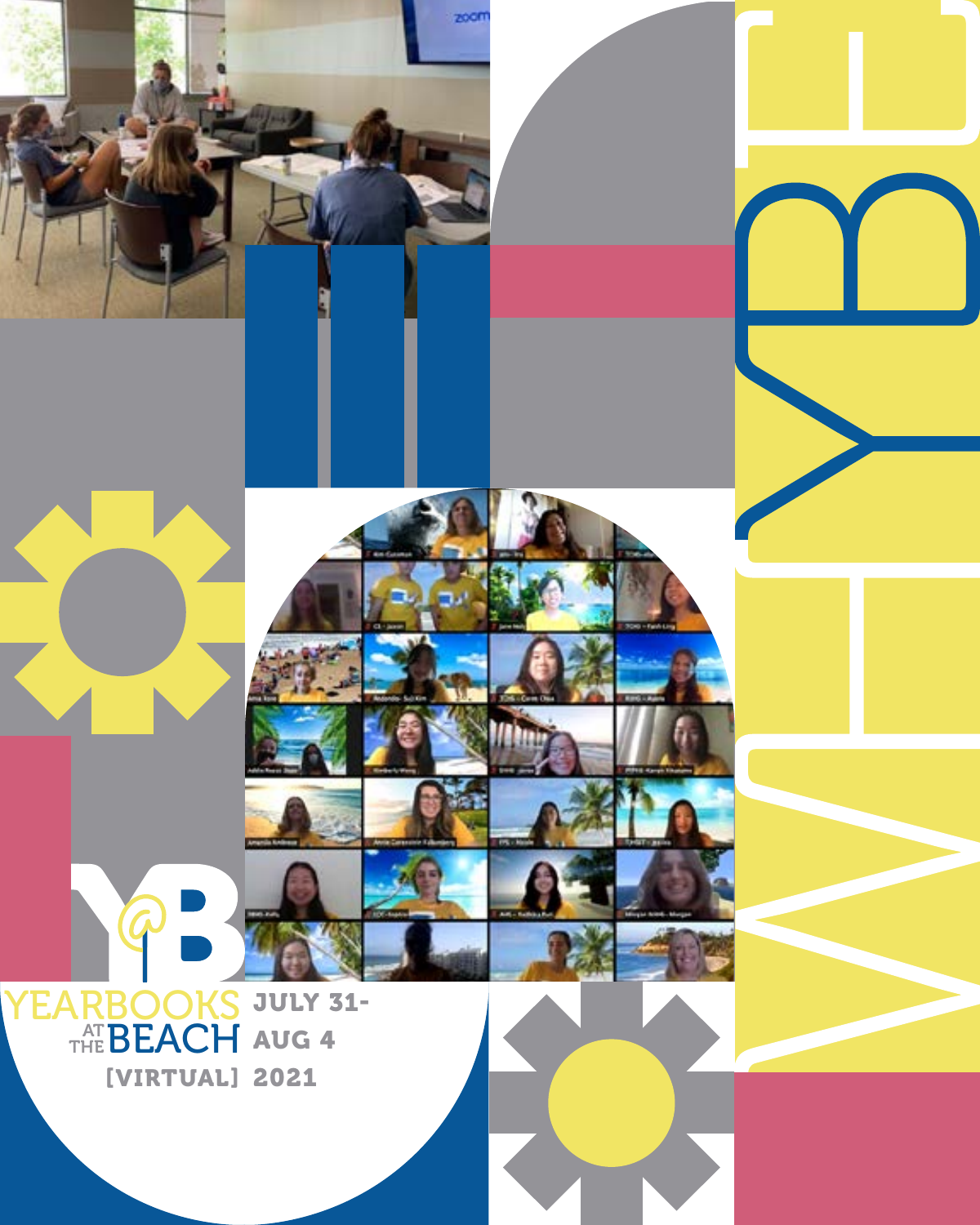# WHY YBE

YEARBOOKS AT THE BEACH [VIRTUAL]

JULY 31-AUG 4 2021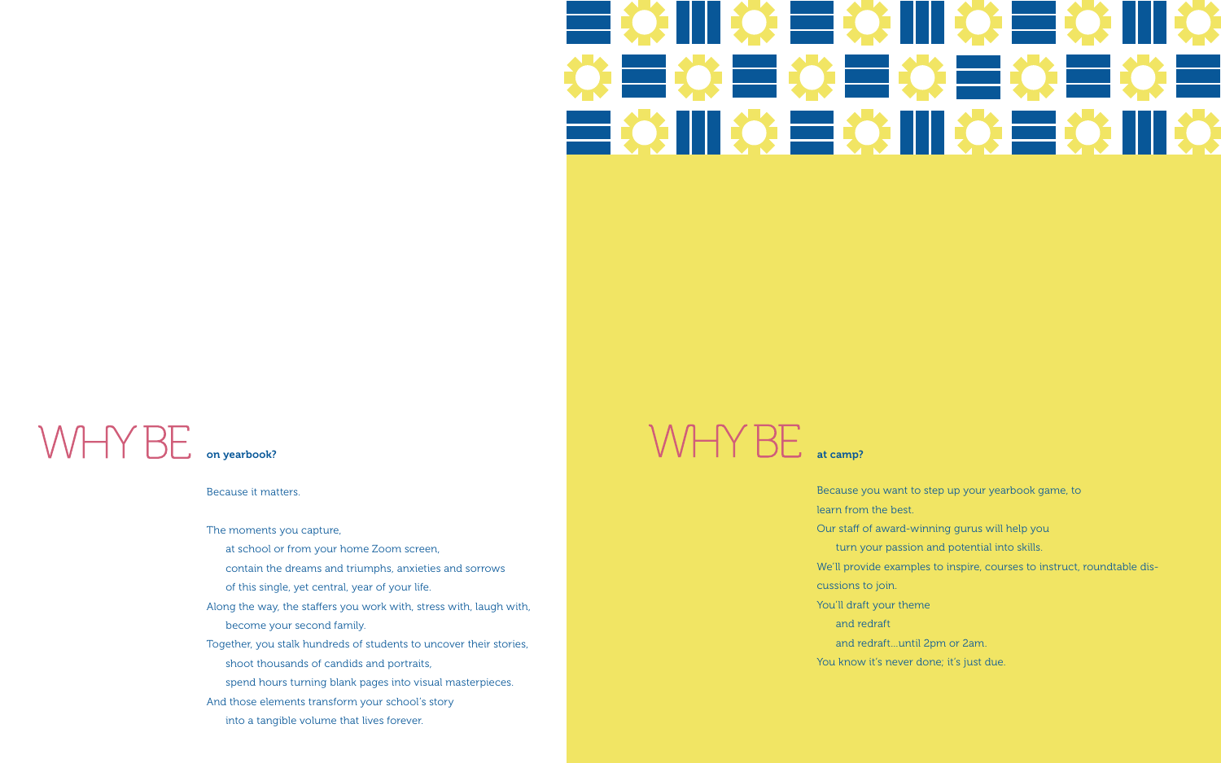## WHY BE on yearbook?

Because it matters.

The moments you capture,
at school or from your home Zoom screen,
contain the dreams and triumphs, anxieties and sorrows
of this single, yet central, year of your life.
Along the way, the staffers you work with, stress with, laugh with,
become your second family.
Together, you stalk hundreds of students to uncover their stories,
shoot thousands of candids and portraits,
spend hours turning blank pages into visual masterpieces.
And those elements transform your school's story
into a tangible volume that lives forever.

## WHY BE at camp?

Because you want to step up your yearbook game, to
learn from the best.
Our staff of award-winning gurus will help you
turn your passion and potential into skills.
We'll provide examples to inspire, courses to instruct, roundtable discussions to join.
You'll draft your theme
and redraft
and redraft...until 2pm or 2am.
You know it's never done; it's just due.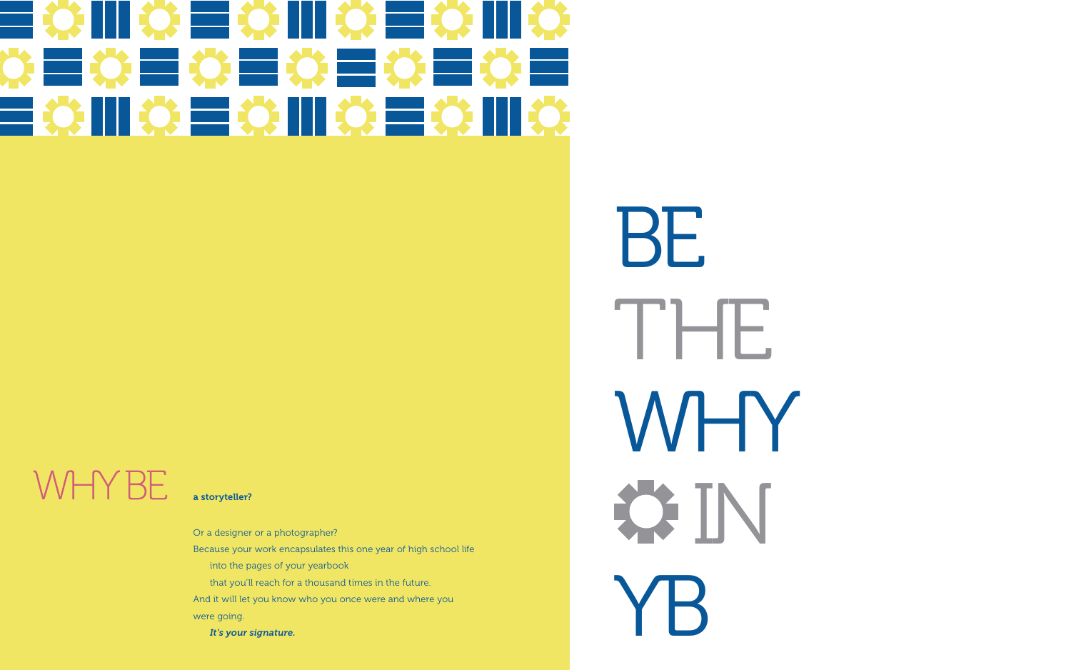# WHY BE

**a storyteller?**

Or a designer or a photographer?
Because your work encapsulates this one year of high school life
into the pages of your yearbook
that you'll reach for a thousand times in the future.
And it will let you know who you once were and where you were going.

***It's your signature.***

# BE THE WHY IN YB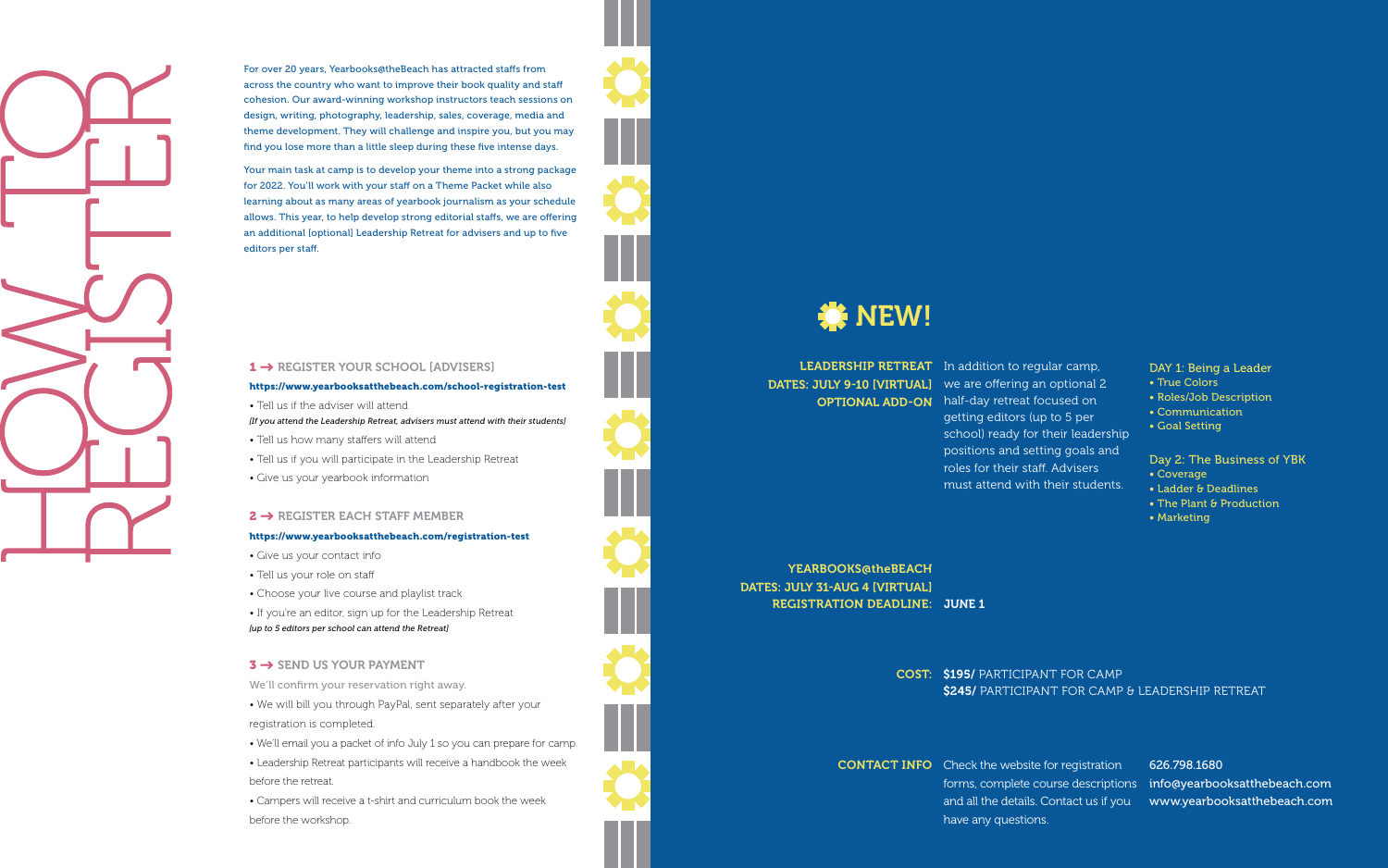# HOW TO REGISTER

For over 20 years, Yearbooks@theBeach has attracted staffs from across the country who want to improve their book quality and staff cohesion. Our award-winning workshop instructors teach sessions on design, writing, photography, leadership, sales, coverage, media and theme development. They will challenge and inspire you, but you may find you lose more than a little sleep during these five intense days.

Your main task at camp is to develop your theme into a strong package for 2022. You'll work with your staff on a Theme Packet while also learning about as many areas of yearbook journalism as your schedule allows. This year, to help develop strong editorial staffs, we are offering an additional [optional] Leadership Retreat for advisers and up to five editors per staff.

## 1 → REGISTER YOUR SCHOOL [ADVISERS]

**https://www.yearbooksatthebeach.com/school-registration-test**

- Tell us if the adviser will attend
  *[If you attend the Leadership Retreat, advisers must attend with their students]*
- Tell us how many staffers will attend
- Tell us if you will participate in the Leadership Retreat
- Give us your yearbook information

## 2 → REGISTER EACH STAFF MEMBER

**https://www.yearbooksatthebeach.com/registration-test**

- Give us your contact info
- Tell us your role on staff
- Choose your live course and playlist track
- If you're an editor, sign up for the Leadership Retreat
  *[up to 5 editors per school can attend the Retreat]*

## 3 → SEND US YOUR PAYMENT

We'll confirm your reservation right away.

- We will bill you through PayPal, sent separately after your registration is completed.
- We'll email you a packet of info July 1 so you can prepare for camp.
- Leadership Retreat participants will receive a handbook the week before the retreat.
- Campers will receive a t-shirt and curriculum book the week before the workshop.

## NEW!

**LEADERSHIP RETREAT**
**DATES: JULY 9-10 [VIRTUAL]**
**OPTIONAL ADD-ON**

In addition to regular camp, we are offering an optional 2 half-day retreat focused on getting editors (up to 5 per school) ready for their leadership positions and setting goals and roles for their staff. Advisers must attend with their students.

DAY 1: Being a Leader
- True Colors
- Roles/Job Description
- Communication
- Goal Setting

Day 2: The Business of YBK
- Coverage
- Ladder & Deadlines
- The Plant & Production
- Marketing

**YEARBOOKS@theBEACH**
**DATES: JULY 31-AUG 4 [VIRTUAL]**
**REGISTRATION DEADLINE:** **JUNE 1**

**COST:** **$195/** PARTICIPANT FOR CAMP
**$245/** PARTICIPANT FOR CAMP & LEADERSHIP RETREAT

**CONTACT INFO** Check the website for registration forms, complete course descriptions and all the details. Contact us if you have any questions.

626.798.1680
info@yearbooksatthebeach.com
www.yearbooksatthebeach.com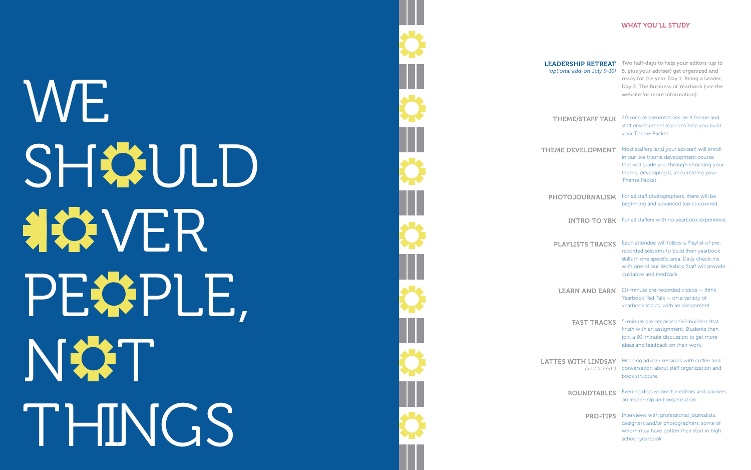# WE SHOULD COVER PEOPLE, NOT THINGS

## WHAT YOU'LL STUDY

**LEADERSHIP RETREAT** *(optional add-on July 9-10)*
Two half-days to help your editors (up to 5, plus your adviser) get organized and ready for the year. Day 1: Being a Leader, Day 2: The Business of Yearbook (see the website for more information).

**THEME/STAFF TALK**
20-minute presentations on 4 theme and staff development topics to help you build your Theme Packet.

**THEME DEVELOPMENT**
Most staffers (and your adviser) will enroll in our live theme development course that will guide you through choosing your theme, developing it, and creating your Theme Packet.

**PHOTOJOURNALISM**
For all staff photographers, there will be beginning and advanced topics covered.

**INTRO TO YBK**
For all staffers with no yearbook experience.

**PLAYLISTS TRACKS**
Each attendee will follow a Playlist of pre-recorded sessions to build their yearbook skills in one specific area. Daily check-ins with one of our Workshop Staff will provide guidance and feedback.

**LEARN AND EARN**
20-minute pre-recorded videos — think Yearbook Ted Talk — on a variety of yearbook topics, with an assignment.

**FAST TRACKS**
5-minute pre-recorded skill-builders that finish with an assignment. Students then join a 30-minute discussion to get more ideas and feedback on their work.

**LATTES WITH LINDSAY** *(and friends)*
Morning adviser sessions with coffee and conversation about staff organization and book structure.

**ROUNDTABLES**
Evening discussions for editors and advisers on leadership and organization.

**PRO-TIPS**
Interviews with professional journalists, designers and/or photographers, some of whom may have gotten their start in high school yearbook.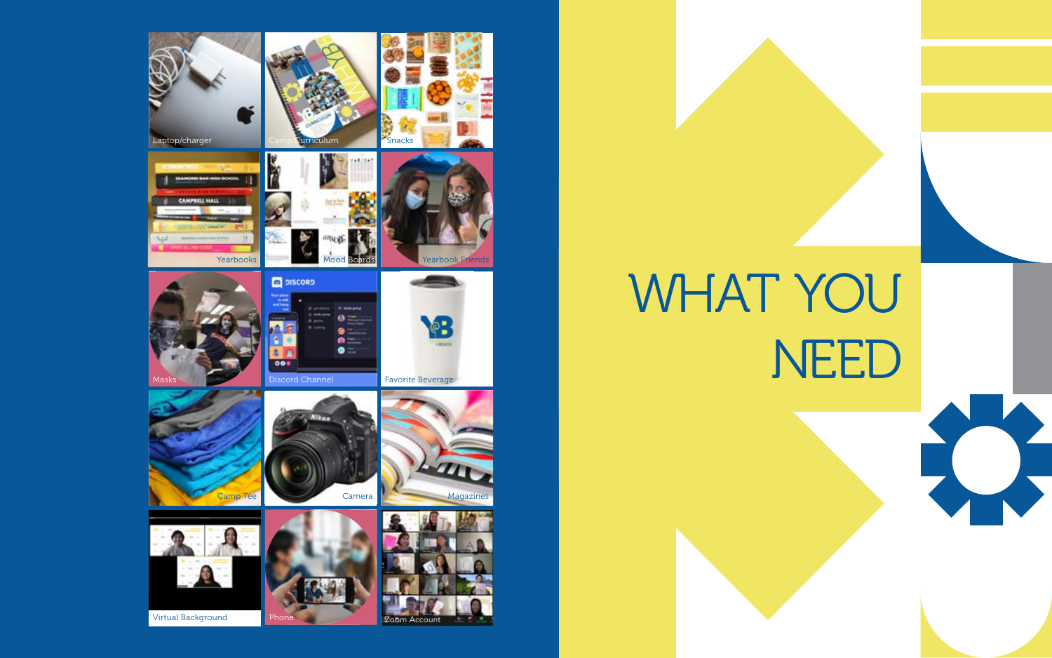# WHAT YOU NEED

- Laptop/charger
- Camp Curriculum
- Snacks
- Yearbooks
- Mood Boards
- Yearbook Friends
- Masks
- Discord Channel
- Favorite Beverage
- Camp Tee
- Camera
- Magazines
- Virtual Background
- Phone
- Zoom Account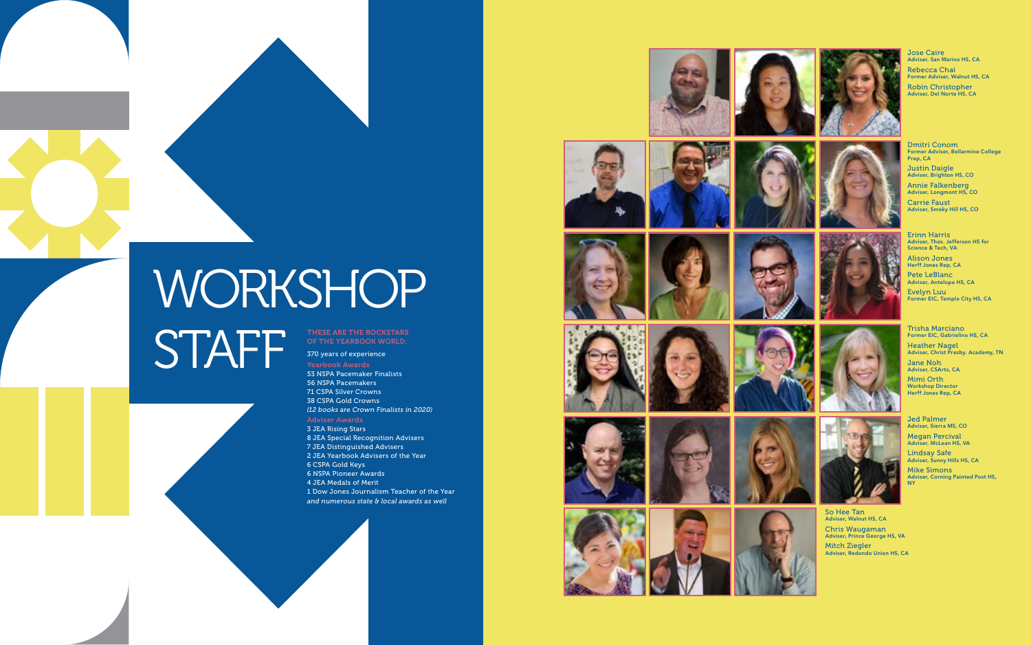# WORKSHOP STAFF

**THESE ARE THE ROCKSTARS OF THE YEARBOOK WORLD:**

370 years of experience

**Yearbook Awards**

53 NSPA Pacemaker Finalists
56 NSPA Pacemakers
71 CSPA Silver Crowns
38 CSPA Gold Crowns
*(12 books are Crown Finalists in 2020)*

**Adviser Awards**

3 JEA Rising Stars
8 JEA Special Recognition Advisers
7 JEA Distinguished Advisers
2 JEA Yearbook Advisers of the Year
6 CSPA Gold Keys
6 NSPA Pioneer Awards
4 JEA Medals of Merit
1 Dow Jones Journalism Teacher of the Year
*and numerous state & local awards as well*

Jose Caire
Adviser, San Marino HS, CA

Rebecca Chai
Former Adviser, Walnut HS, CA

Robin Christopher
Adviser, Del Norte HS, CA

Dmitri Conom
Former Adviser, Bellarmine College Prep, CA

Justin Daigle
Adviser, Brighton HS, CO

Annie Falkenberg
Adviser, Longmont HS, CO

Carrie Faust
Adviser, Smoky Hill HS, CO

Erinn Harris
Adviser, Thos. Jefferson HS for Science & Tech, VA

Alison Jones
Herff Jones Rep, CA

Pete LeBlanc
Adviser, Antelope HS, CA

Evelyn Luu
Former EIC, Temple City HS, CA

Trisha Marciano
Former EIC, Gabrielino HS, CA

Heather Nagel
Adviser, Christ Presby. Academy, TN

Jane Noh
Adviser, CSArts, CA

Mimi Orth
Workshop Director
Herff Jones Rep, CA

Jed Palmer
Adviser, Sierra MS, CO

Megan Percival
Adviser, McLean HS, VA

Lindsay Safe
Adviser, Sunny Hills HS, CA

Mike Simons
Adviser, Corning Painted Post HS, NY

So Hee Tan
Adviser, Walnut HS, CA

Chris Waugaman
Adviser, Prince George HS, VA

Mitch Ziegler
Adviser, Redondo Union HS, CA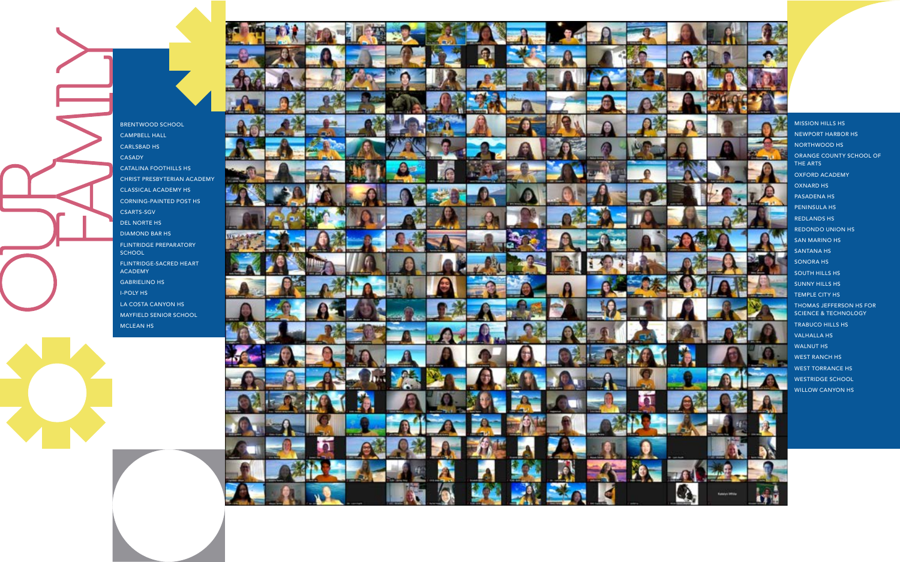# OUR FAMILY

- BRENTWOOD SCHOOL
- CAMPBELL HALL
- CARLSBAD HS
- CASADY
- CATALINA FOOTHILLS HS
- CHRIST PRESBYTERIAN ACADEMY
- CLASSICAL ACADEMY HS
- CORNING-PAINTED POST HS
- CSARTS-SGV
- DEL NORTE HS
- DIAMOND BAR HS
- FLINTRIDGE PREPARATORY SCHOOL
- FLINTRIDGE-SACRED HEART ACADEMY
- GABRIELINO HS
- I-POLY HS
- LA COSTA CANYON HS
- MAYFIELD SENIOR SCHOOL
- MCLEAN HS
- MISSION HILLS HS
- NEWPORT HARBOR HS
- NORTHWOOD HS
- ORANGE COUNTY SCHOOL OF THE ARTS
- OXFORD ACADEMY
- OXNARD HS
- PASADENA HS
- PENINSULA HS
- REDLANDS HS
- REDONDO UNION HS
- SAN MARINO HS
- SANTANA HS
- SONORA HS
- SOUTH HILLS HS
- SUNNY HILLS HS
- TEMPLE CITY HS
- THOMAS JEFFERSON HS FOR SCIENCE & TECHNOLOGY
- TRABUCO HILLS HS
- VALHALLA HS
- WALNUT HS
- WEST RANCH HS
- WEST TORRANCE HS
- WESTRIDGE SCHOOL
- WILLOW CANYON HS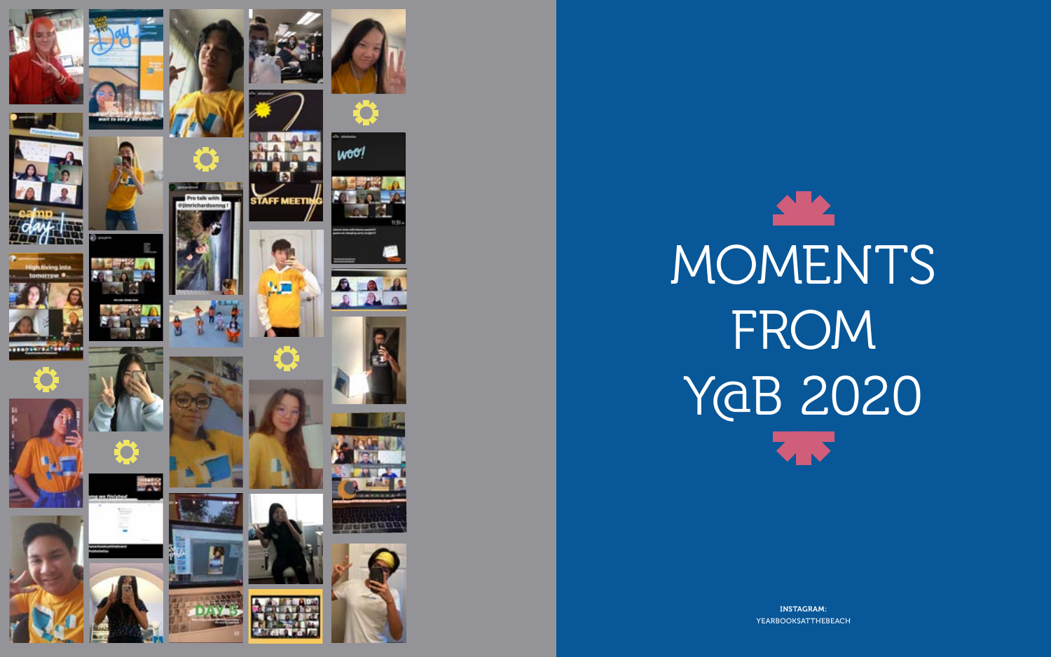# MOMENTS FROM Y@B 2020

INSTAGRAM:
YEARBOOKSATTHEBEACH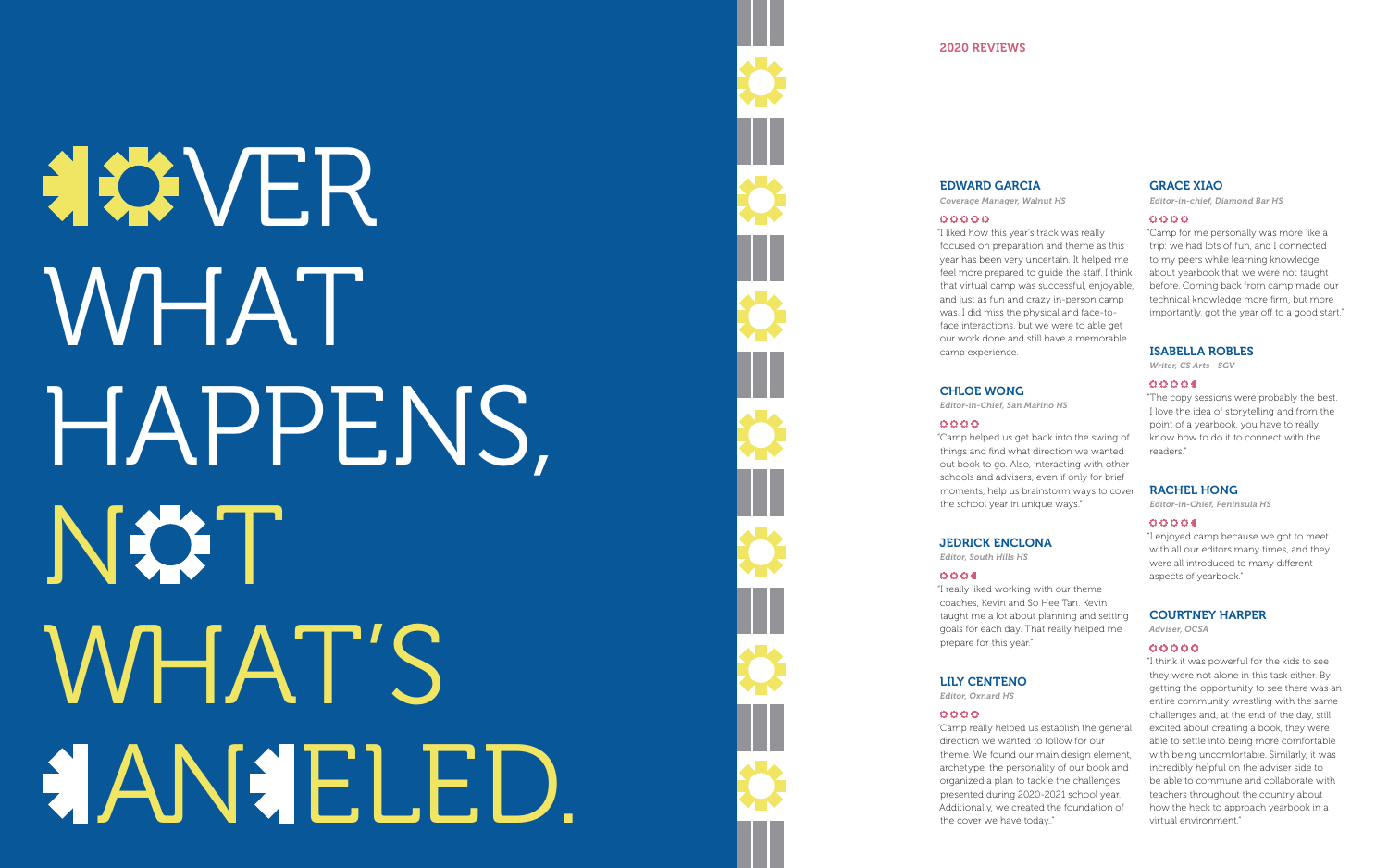# COVER WHAT HAPPENS, NOT WHAT'S PLANNED.

## 2020 REVIEWS

### EDWARD GARCIA

*Coverage Manager, Walnut HS*

"I liked how this year's track was really focused on preparation and theme as this year has been very uncertain. It helped me feel more prepared to guide the staff. I think that virtual camp was successful, enjoyable, and just as fun and crazy in-person camp was. I did miss the physical and face-to-face interactions, but we were to able get our work done and still have a memorable camp experience.

### CHLOE WONG

*Editor-in-Chief, San Marino HS*

"Camp helped us get back into the swing of things and find what direction we wanted out book to go. Also, interacting with other schools and advisers, even if only for brief moments, help us brainstorm ways to cover the school year in unique ways."

### JEDRICK ENCLONA

*Editor, South Hills HS*

"I really liked working with our theme coaches, Kevin and So Hee Tan. Kevin taught me a lot about planning and setting goals for each day. That really helped me prepare for this year."

### LILY CENTENO

*Editor, Oxnard HS*

"Camp really helped us establish the general direction we wanted to follow for our theme. We found our main design element, archetype, the personality of our book and organized a plan to tackle the challenges presented during 2020-2021 school year. Additionally, we created the foundation of the cover we have today.."

### GRACE XIAO

*Editor-in-chief, Diamond Bar HS*

"Camp for me personally was more like a trip: we had lots of fun, and I connected to my peers while learning knowledge about yearbook that we were not taught before. Coming back from camp made our technical knowledge more firm, but more importantly, got the year off to a good start."

### ISABELLA ROBLES

*Writer, CS Arts - SGV*

"The copy sessions were probably the best. I love the idea of storytelling and from the point of a yearbook, you have to really know how to do it to connect with the readers."

### RACHEL HONG

*Editor-in-Chief, Peninsula HS*

"I enjoyed camp because we got to meet with all our editors many times, and they were all introduced to many different aspects of yearbook."

### COURTNEY HARPER

*Adviser, OCSA*

"I think it was powerful for the kids to see they were not alone in this task either. By getting the opportunity to see there was an entire community wrestling with the same challenges and, at the end of the day, still excited about creating a book, they were able to settle into being more comfortable with being uncomfortable. Similarly, it was incredibly helpful on the adviser side to be able to commune and collaborate with teachers throughout the country about how the heck to approach yearbook in a virtual environment."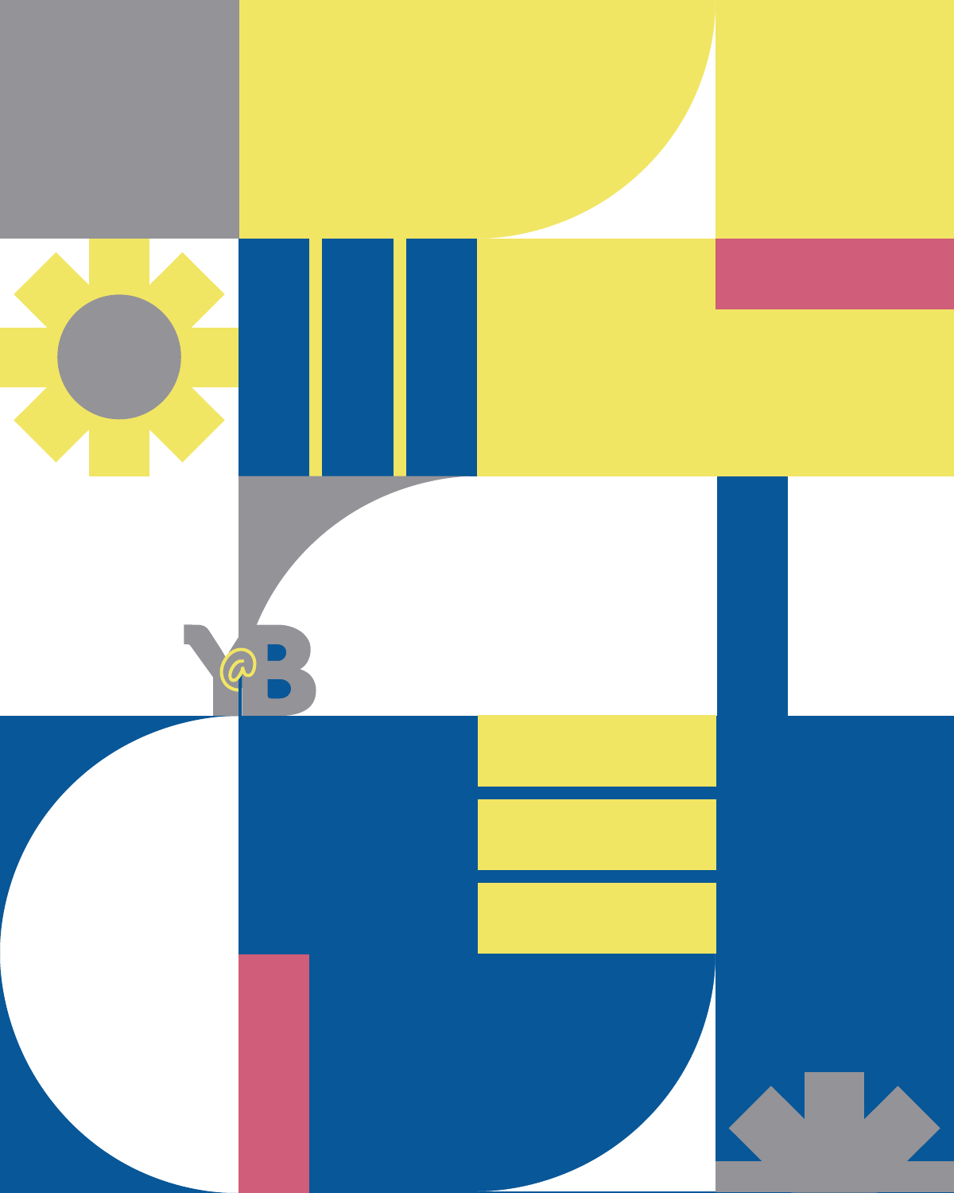Y@B